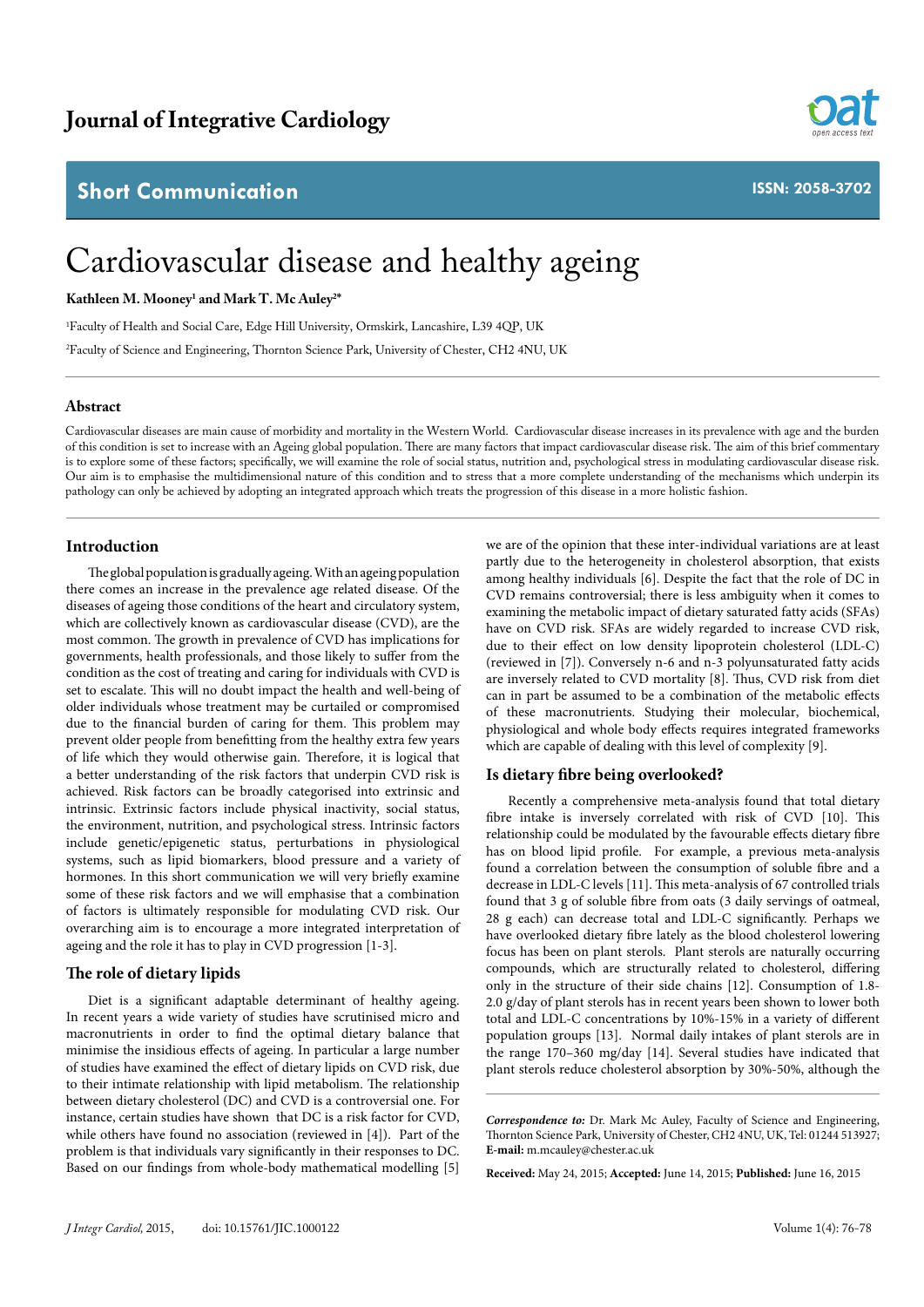# Journal of Integrative Cardiology

## Short Communication

ISSN: 2058-3702

# Cardiovascular disease and healthy ageing

**Kathleen M. Mooney[1] and Mark T. Mc Auley[2]***

[1]Faculty of Health and Social Care, Edge Hill University, Ormskirk, Lancashire, L39 4QP, UK

[2]Faculty of Science and Engineering, Thornton Science Park, University of Chester, CH2 4NU, UK

## Abstract

Cardiovascular diseases are main cause of morbidity and mortality in the Western World. Cardiovascular disease increases in its prevalence with age and the burden of this condition is set to increase with an Ageing global population. There are many factors that impact cardiovascular disease risk. The aim of this brief commentary is to explore some of these factors; specifically, we will examine the role of social status, nutrition and, psychological stress in modulating cardiovascular disease risk. Our aim is to emphasise the multidimensional nature of this condition and to stress that a more complete understanding of the mechanisms which underpin its pathology can only be achieved by adopting an integrated approach which treats the progression of this disease in a more holistic fashion.

## Introduction

The global population is gradually ageing. With an ageing population there comes an increase in the prevalence age related disease. Of the diseases of ageing those conditions of the heart and circulatory system, which are collectively known as cardiovascular disease (CVD), are the most common. The growth in prevalence of CVD has implications for governments, health professionals, and those likely to suffer from the condition as the cost of treating and caring for individuals with CVD is set to escalate. This will no doubt impact the health and well-being of older individuals whose treatment may be curtailed or compromised due to the financial burden of caring for them. This problem may prevent older people from benefitting from the healthy extra few years of life which they would otherwise gain. Therefore, it is logical that a better understanding of the risk factors that underpin CVD risk is achieved. Risk factors can be broadly categorised into extrinsic and intrinsic. Extrinsic factors include physical inactivity, social status, the environment, nutrition, and psychological stress. Intrinsic factors include genetic/epigenetic status, perturbations in physiological systems, such as lipid biomarkers, blood pressure and a variety of hormones. In this short communication we will very briefly examine some of these risk factors and we will emphasise that a combination of factors is ultimately responsible for modulating CVD risk. Our overarching aim is to encourage a more integrated interpretation of ageing and the role it has to play in CVD progression [1-3].

## The role of dietary lipids

Diet is a significant adaptable determinant of healthy ageing. In recent years a wide variety of studies have scrutinised micro and macronutrients in order to find the optimal dietary balance that minimise the insidious effects of ageing. In particular a large number of studies have examined the effect of dietary lipids on CVD risk, due to their intimate relationship with lipid metabolism. The relationship between dietary cholesterol (DC) and CVD is a controversial one. For instance, certain studies have shown that DC is a risk factor for CVD, while others have found no association (reviewed in [4]). Part of the problem is that individuals vary significantly in their responses to DC. Based on our findings from whole-body mathematical modelling [5] we are of the opinion that these inter-individual variations are at least partly due to the heterogeneity in cholesterol absorption, that exists among healthy individuals [6]. Despite the fact that the role of DC in CVD remains controversial; there is less ambiguity when it comes to examining the metabolic impact of dietary saturated fatty acids (SFAs) have on CVD risk. SFAs are widely regarded to increase CVD risk, due to their effect on low density lipoprotein cholesterol (LDL-C) (reviewed in [7]). Conversely n-6 and n-3 polyunsaturated fatty acids are inversely related to CVD mortality [8]. Thus, CVD risk from diet can in part be assumed to be a combination of the metabolic effects of these macronutrients. Studying their molecular, biochemical, physiological and whole body effects requires integrated frameworks which are capable of dealing with this level of complexity [9].

## Is dietary fibre being overlooked?

Recently a comprehensive meta-analysis found that total dietary fibre intake is inversely correlated with risk of CVD [10]. This relationship could be modulated by the favourable effects dietary fibre has on blood lipid profile. For example, a previous meta-analysis found a correlation between the consumption of soluble fibre and a decrease in LDL-C levels [11]. This meta-analysis of 67 controlled trials found that 3 g of soluble fibre from oats (3 daily servings of oatmeal, 28 g each) can decrease total and LDL-C significantly. Perhaps we have overlooked dietary fibre lately as the blood cholesterol lowering focus has been on plant sterols. Plant sterols are naturally occurring compounds, which are structurally related to cholesterol, differing only in the structure of their side chains [12]. Consumption of 1.8-2.0 g/day of plant sterols has in recent years been shown to lower both total and LDL-C concentrations by 10%-15% in a variety of different population groups [13]. Normal daily intakes of plant sterols are in the range 170–360 mg/day [14]. Several studies have indicated that plant sterols reduce cholesterol absorption by 30%-50%, although the

***Correspondence to:*** Dr. Mark Mc Auley, Faculty of Science and Engineering, Thornton Science Park, University of Chester, CH2 4NU, UK, Tel: 01244 513927; **E-mail:** m.mcauley@chester.ac.uk

**Received:** May 24, 2015; **Accepted:** June 14, 2015; **Published:** June 16, 2015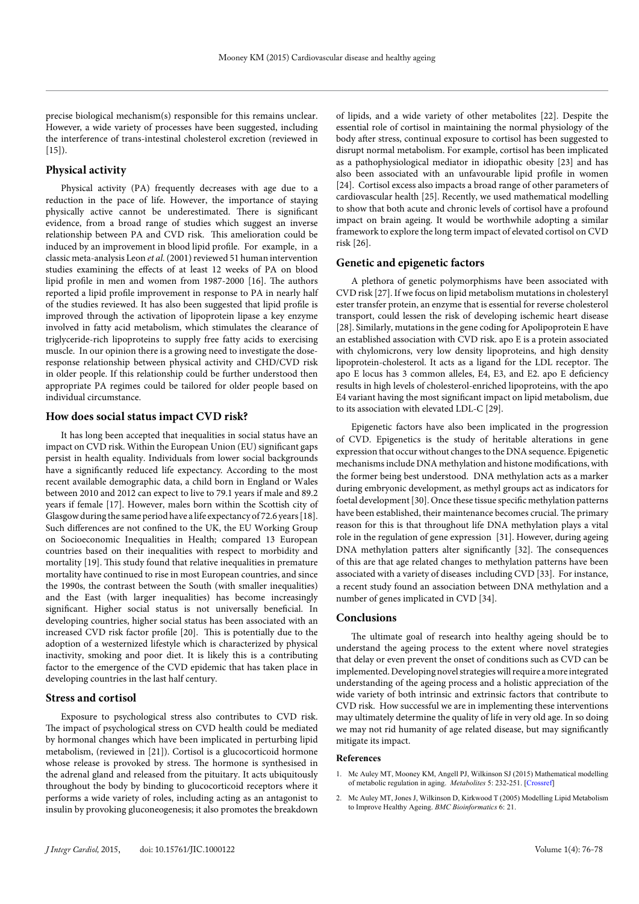precise biological mechanism(s) responsible for this remains unclear. However, a wide variety of processes have been suggested, including the interference of trans-intestinal cholesterol excretion (reviewed in [15]).

## Physical activity

Physical activity (PA) frequently decreases with age due to a reduction in the pace of life. However, the importance of staying physically active cannot be underestimated. There is significant evidence, from a broad range of studies which suggest an inverse relationship between PA and CVD risk. This amelioration could be induced by an improvement in blood lipid profile. For example, in a classic meta-analysis Leon *et al.* (2001) reviewed 51 human intervention studies examining the effects of at least 12 weeks of PA on blood lipid profile in men and women from 1987-2000 [16]. The authors reported a lipid profile improvement in response to PA in nearly half of the studies reviewed. It has also been suggested that lipid profile is improved through the activation of lipoprotein lipase a key enzyme involved in fatty acid metabolism, which stimulates the clearance of triglyceride-rich lipoproteins to supply free fatty acids to exercising muscle. In our opinion there is a growing need to investigate the dose-response relationship between physical activity and CHD/CVD risk in older people. If this relationship could be further understood then appropriate PA regimes could be tailored for older people based on individual circumstance.

## How does social status impact CVD risk?

It has long been accepted that inequalities in social status have an impact on CVD risk. Within the European Union (EU) significant gaps persist in health equality. Individuals from lower social backgrounds have a significantly reduced life expectancy. According to the most recent available demographic data, a child born in England or Wales between 2010 and 2012 can expect to live to 79.1 years if male and 89.2 years if female [17]. However, males born within the Scottish city of Glasgow during the same period have a life expectancy of 72.6 years [18]. Such differences are not confined to the UK, the EU Working Group on Socioeconomic Inequalities in Health; compared 13 European countries based on their inequalities with respect to morbidity and mortality [19]. This study found that relative inequalities in premature mortality have continued to rise in most European countries, and since the 1990s, the contrast between the South (with smaller inequalities) and the East (with larger inequalities) has become increasingly significant. Higher social status is not universally beneficial. In developing countries, higher social status has been associated with an increased CVD risk factor profile [20]. This is potentially due to the adoption of a westernized lifestyle which is characterized by physical inactivity, smoking and poor diet. It is likely this is a contributing factor to the emergence of the CVD epidemic that has taken place in developing countries in the last half century.

## Stress and cortisol

Exposure to psychological stress also contributes to CVD risk. The impact of psychological stress on CVD health could be mediated by hormonal changes which have been implicated in perturbing lipid metabolism, (reviewed in [21]). Cortisol is a glucocorticoid hormone whose release is provoked by stress. The hormone is synthesised in the adrenal gland and released from the pituitary. It acts ubiquitously throughout the body by binding to glucocorticoid receptors where it performs a wide variety of roles, including acting as an antagonist to insulin by provoking gluconeogenesis; it also promotes the breakdown of lipids, and a wide variety of other metabolites [22]. Despite the essential role of cortisol in maintaining the normal physiology of the body after stress, continual exposure to cortisol has been suggested to disrupt normal metabolism. For example, cortisol has been implicated as a pathophysiological mediator in idiopathic obesity [23] and has also been associated with an unfavourable lipid profile in women [24]. Cortisol excess also impacts a broad range of other parameters of cardiovascular health [25]. Recently, we used mathematical modelling to show that both acute and chronic levels of cortisol have a profound impact on brain ageing. It would be worthwhile adopting a similar framework to explore the long term impact of elevated cortisol on CVD risk [26].

## Genetic and epigenetic factors

A plethora of genetic polymorphisms have been associated with CVD risk [27]. If we focus on lipid metabolism mutations in cholesteryl ester transfer protein, an enzyme that is essential for reverse cholesterol transport, could lessen the risk of developing ischemic heart disease [28]. Similarly, mutations in the gene coding for Apolipoprotein E have an established association with CVD risk. apo E is a protein associated with chylomicrons, very low density lipoproteins, and high density lipoprotein-cholesterol. It acts as a ligand for the LDL receptor. The apo E locus has 3 common alleles, E4, E3, and E2. apo E deficiency results in high levels of cholesterol-enriched lipoproteins, with the apo E4 variant having the most significant impact on lipid metabolism, due to its association with elevated LDL-C [29].

Epigenetic factors have also been implicated in the progression of CVD. Epigenetics is the study of heritable alterations in gene expression that occur without changes to the DNA sequence. Epigenetic mechanisms include DNA methylation and histone modifications, with the former being best understood. DNA methylation acts as a marker during embryonic development, as methyl groups act as indicators for foetal development [30]. Once these tissue specific methylation patterns have been established, their maintenance becomes crucial. The primary reason for this is that throughout life DNA methylation plays a vital role in the regulation of gene expression [31]. However, during ageing DNA methylation patters alter significantly [32]. The consequences of this are that age related changes to methylation patterns have been associated with a variety of diseases including CVD [33]. For instance, a recent study found an association between DNA methylation and a number of genes implicated in CVD [34].

## Conclusions

The ultimate goal of research into healthy ageing should be to understand the ageing process to the extent where novel strategies that delay or even prevent the onset of conditions such as CVD can be implemented. Developing novel strategies will require a more integrated understanding of the ageing process and a holistic appreciation of the wide variety of both intrinsic and extrinsic factors that contribute to CVD risk. How successful we are in implementing these interventions may ultimately determine the quality of life in very old age. In so doing we may not rid humanity of age related disease, but may significantly mitigate its impact.

## References

1. Mc Auley MT, Mooney KM, Angell PJ, Wilkinson SJ (2015) Mathematical modelling of metabolic regulation in aging. *Metabolites* 5: 232-251. [Crossref]
2. Mc Auley MT, Jones J, Wilkinson D, Kirkwood T (2005) Modelling Lipid Metabolism to Improve Healthy Ageing. *BMC Bioinformatics* 6: 21.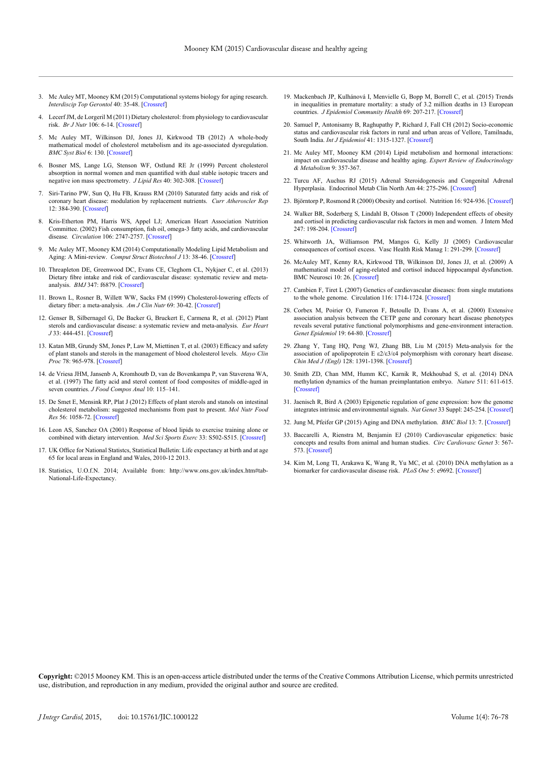3. Mc Auley MT, Mooney KM (2015) Computational systems biology for aging research. *Interdiscip Top Gerontol* 40: 35-48. [Crossref]

4. Lecerf JM, de Lorgeril M (2011) Dietary cholesterol: from physiology to cardiovascular risk. *Br J Nutr* 106: 6-14. [Crossref]

5. Mc Auley MT, Wilkinson DJ, Jones JJ, Kirkwood TB (2012) A whole-body mathematical model of cholesterol metabolism and its age-associated dysregulation. *BMC Syst Biol* 6: 130. [Crossref]

6. Bosner MS, Lange LG, Stenson WF, Ostlund RE Jr (1999) Percent cholesterol absorption in normal women and men quantified with dual stable isotopic tracers and negative ion mass spectrometry. *J Lipid Res* 40: 302-308. [Crossref]

7. Siri-Tarino PW, Sun Q, Hu FB, Krauss RM (2010) Saturated fatty acids and risk of coronary heart disease: modulation by replacement nutrients. *Curr Atheroscler Rep* 12: 384-390. [Crossref]

8. Kris-Etherton PM, Harris WS, Appel LJ; American Heart Association Nutrition Committee. (2002) Fish consumption, fish oil, omega-3 fatty acids, and cardiovascular disease. *Circulation* 106: 2747-2757. [Crossref]

9. Mc Auley MT, Mooney KM (2014) Computationally Modeling Lipid Metabolism and Aging: A Mini-review. *Comput Struct Biotechnol J* 13: 38-46. [Crossref]

10. Threapleton DE, Greenwood DC, Evans CE, Cleghorn CL, Nykjaer C, et al. (2013) Dietary fibre intake and risk of cardiovascular disease: systematic review and meta-analysis. *BMJ* 347: f6879. [Crossref]

11. Brown L, Rosner B, Willett WW, Sacks FM (1999) Cholesterol-lowering effects of dietary fiber: a meta-analysis. *Am J Clin Nutr* 69: 30-42. [Crossref]

12. Genser B, Silbernagel G, De Backer G, Bruckert E, Carmena R, et al. (2012) Plant sterols and cardiovascular disease: a systematic review and meta-analysis. *Eur Heart J* 33: 444-451. [Crossref]

13. Katan MB, Grundy SM, Jones P, Law M, Miettinen T, et al. (2003) Efficacy and safety of plant stanols and sterols in the management of blood cholesterol levels. *Mayo Clin Proc* 78: 965-978. [Crossref]

14. de Vriesa JHM, Jansenb A, Kromhoutb D, van de Bovenkampa P, van Staverena WA, et al. (1997) The fatty acid and sterol content of food composites of middle-aged in seven countries. *J Food Compos Anal* 10: 115–141.

15. De Smet E, Mensink RP, Plat J (2012) Effects of plant sterols and stanols on intestinal cholesterol metabolism: suggested mechanisms from past to present. *Mol Nutr Food Res* 56: 1058-72. [Crossref]

16. Leon AS, Sanchez OA (2001) Response of blood lipids to exercise training alone or combined with dietary intervention. *Med Sci Sports Exerc* 33: S502-S515. [Crossref]

17. UK Office for National Statistcs, Statistical Bulletin: Life expectancy at birth and at age 65 for local areas in England and Wales, 2010-12 2013.

18. Statistics, U.O.f.N. 2014; Available from: http://www.ons.gov.uk/index.htm#tab-National-Life-Expectancy.

19. Mackenbach JP, Kulhánová I, Menvielle G, Bopp M, Borrell C, et al. (2015) Trends in inequalities in premature mortality: a study of 3.2 million deaths in 13 European countries. *J Epidemiol Community Health* 69: 207-217. [Crossref]

20. Samuel P, Antonisamy B, Raghupathy P, Richard J, Fall CH (2012) Socio-economic status and cardiovascular risk factors in rural and urban areas of Vellore, Tamilnadu, South India. *Int J Epidemiol* 41: 1315-1327. [Crossref]

21. Mc Auley MT, Mooney KM (2014) Lipid metabolism and hormonal interactions: impact on cardiovascular disease and healthy aging. *Expert Review of Endocrinology & Metabolism* 9: 357-367.

22. Turcu AF, Auchus RJ (2015) Adrenal Steroidogenesis and Congenital Adrenal Hyperplasia. Endocrinol Metab Clin North Am 44: 275-296. [Crossref]

23. Björntorp P, Rosmond R (2000) Obesity and cortisol. Nutrition 16: 924-936. [Crossref]

24. Walker BR, Soderberg S, Lindahl B, Olsson T (2000) Independent effects of obesity and cortisol in predicting cardiovascular risk factors in men and women. J Intern Med 247: 198-204. [Crossref]

25. Whitworth JA, Williamson PM, Mangos G, Kelly JJ (2005) Cardiovascular consequences of cortisol excess. Vasc Health Risk Manag 1: 291-299. [Crossref]

26. McAuley MT, Kenny RA, Kirkwood TB, Wilkinson DJ, Jones JJ, et al. (2009) A mathematical model of aging-related and cortisol induced hippocampal dysfunction. BMC Neurosci 10: 26. [Crossref]

27. Cambien F, Tiret L (2007) Genetics of cardiovascular diseases: from single mutations to the whole genome. Circulation 116: 1714-1724. [Crossref]

28. Corbex M, Poirier O, Fumeron F, Betoulle D, Evans A, et al. (2000) Extensive association analysis between the CETP gene and coronary heart disease phenotypes reveals several putative functional polymorphisms and gene-environment interaction. *Genet Epidemiol* 19: 64-80. [Crossref]

29. Zhang Y, Tang HQ, Peng WJ, Zhang BB, Liu M (2015) Meta-analysis for the association of apolipoprotein E ε2/ε3/ε4 polymorphism with coronary heart disease. *Chin Med J (Engl)* 128: 1391-1398. [Crossref]

30. Smith ZD, Chan MM, Humm KC, Karnik R, Mekhoubad S, et al. (2014) DNA methylation dynamics of the human preimplantation embryo. *Nature* 511: 611-615. [Crossref]

31. Jaenisch R, Bird A (2003) Epigenetic regulation of gene expression: how the genome integrates intrinsic and environmental signals. *Nat Genet* 33 Suppl: 245-254. [Crossref]

32. Jung M, Pfeifer GP (2015) Aging and DNA methylation. *BMC Biol* 13: 7. [Crossref]

33. Baccarelli A, Rienstra M, Benjamin EJ (2010) Cardiovascular epigenetics: basic concepts and results from animal and human studies. *Circ Cardiovasc Genet* 3: 567-573. [Crossref]

34. Kim M, Long TI, Arakawa K, Wang R, Yu MC, et al. (2010) DNA methylation as a biomarker for cardiovascular disease risk. *PLoS One* 5: e9692. [Crossref]

**Copyright:** ©2015 Mooney KM. This is an open-access article distributed under the terms of the Creative Commons Attribution License, which permits unrestricted use, distribution, and reproduction in any medium, provided the original author and source are credited.